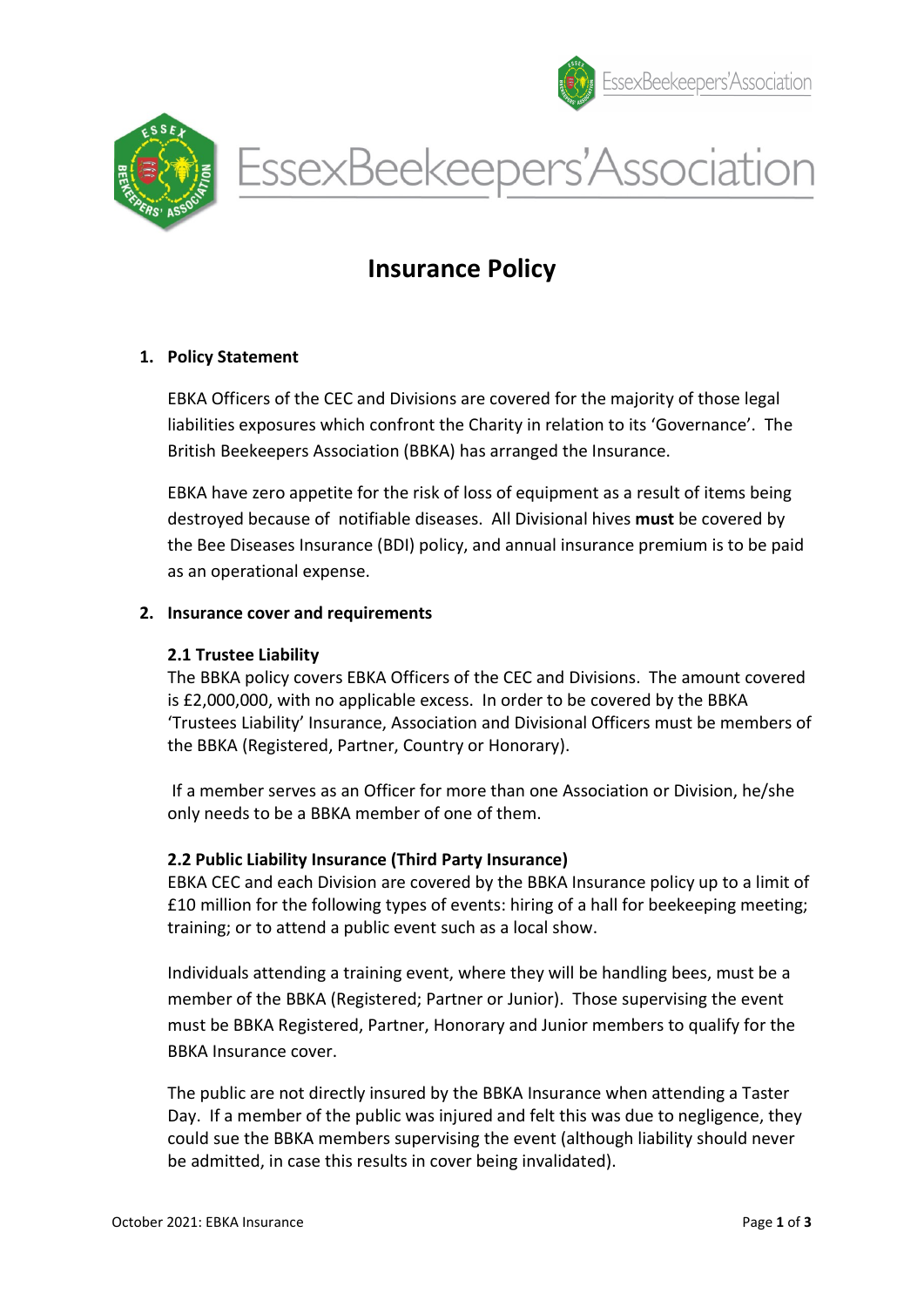# EssexBeekeepers'Association

## Insurance Policy

### 1. Policy Statement

EBKA Officers of the CEC and Divisions are covered for the majority of those legal liabilities exposures which confront the Charity in relation to its 'Governance'. The British Beekeepers Association (BBKA) has arranged the Insurance.

EBKA have zero appetite for the risk of loss of equipment as a result of items being destroyed because of notifiable diseases. All Divisional hives **must** be covered by the Bee Diseases Insurance (BDI) policy, and annual insurance premium is to be paid as an operational expense.

### 2. Insurance cover and requirements

**2.1 Trustee Liability**

The BBKA policy covers EBKA Officers of the CEC and Divisions. The amount covered is £2,000,000, with no applicable excess. In order to be covered by the BBKA 'Trustees Liability' Insurance, Association and Divisional Officers must be members of the BBKA (Registered, Partner, Country or Honorary).

If a member serves as an Officer for more than one Association or Division, he/she only needs to be a BBKA member of one of them.

**2.2 Public Liability Insurance (Third Party Insurance)**

EBKA CEC and each Division are covered by the BBKA Insurance policy up to a limit of £10 million for the following types of events: hiring of a hall for beekeeping meeting; training; or to attend a public event such as a local show.

Individuals attending a training event, where they will be handling bees, must be a member of the BBKA (Registered; Partner or Junior). Those supervising the event must be BBKA Registered, Partner, Honorary and Junior members to qualify for the BBKA Insurance cover.

The public are not directly insured by the BBKA Insurance when attending a Taster Day. If a member of the public was injured and felt this was due to negligence, they could sue the BBKA members supervising the event (although liability should never be admitted, in case this results in cover being invalidated).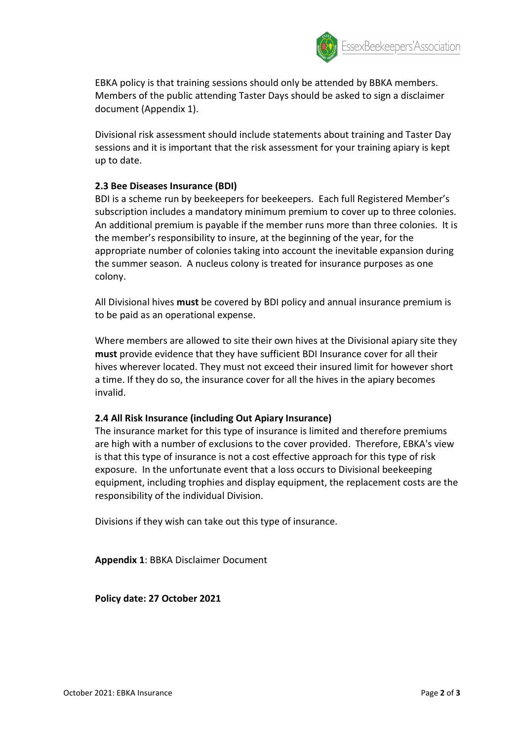EBKA policy is that training sessions should only be attended by BBKA members. Members of the public attending Taster Days should be asked to sign a disclaimer document (Appendix 1).

Divisional risk assessment should include statements about training and Taster Day sessions and it is important that the risk assessment for your training apiary is kept up to date.

### 2.3 Bee Diseases Insurance (BDI)

BDI is a scheme run by beekeepers for beekeepers. Each full Registered Member's subscription includes a mandatory minimum premium to cover up to three colonies. An additional premium is payable if the member runs more than three colonies. It is the member's responsibility to insure, at the beginning of the year, for the appropriate number of colonies taking into account the inevitable expansion during the summer season. A nucleus colony is treated for insurance purposes as one colony.

All Divisional hives **must** be covered by BDI policy and annual insurance premium is to be paid as an operational expense.

Where members are allowed to site their own hives at the Divisional apiary site they **must** provide evidence that they have sufficient BDI Insurance cover for all their hives wherever located. They must not exceed their insured limit for however short a time. If they do so, the insurance cover for all the hives in the apiary becomes invalid.

### 2.4 All Risk Insurance (including Out Apiary Insurance)

The insurance market for this type of insurance is limited and therefore premiums are high with a number of exclusions to the cover provided. Therefore, EBKA's view is that this type of insurance is not a cost effective approach for this type of risk exposure. In the unfortunate event that a loss occurs to Divisional beekeeping equipment, including trophies and display equipment, the replacement costs are the responsibility of the individual Division.

Divisions if they wish can take out this type of insurance.

**Appendix 1**: BBKA Disclaimer Document

**Policy date: 27 October 2021**